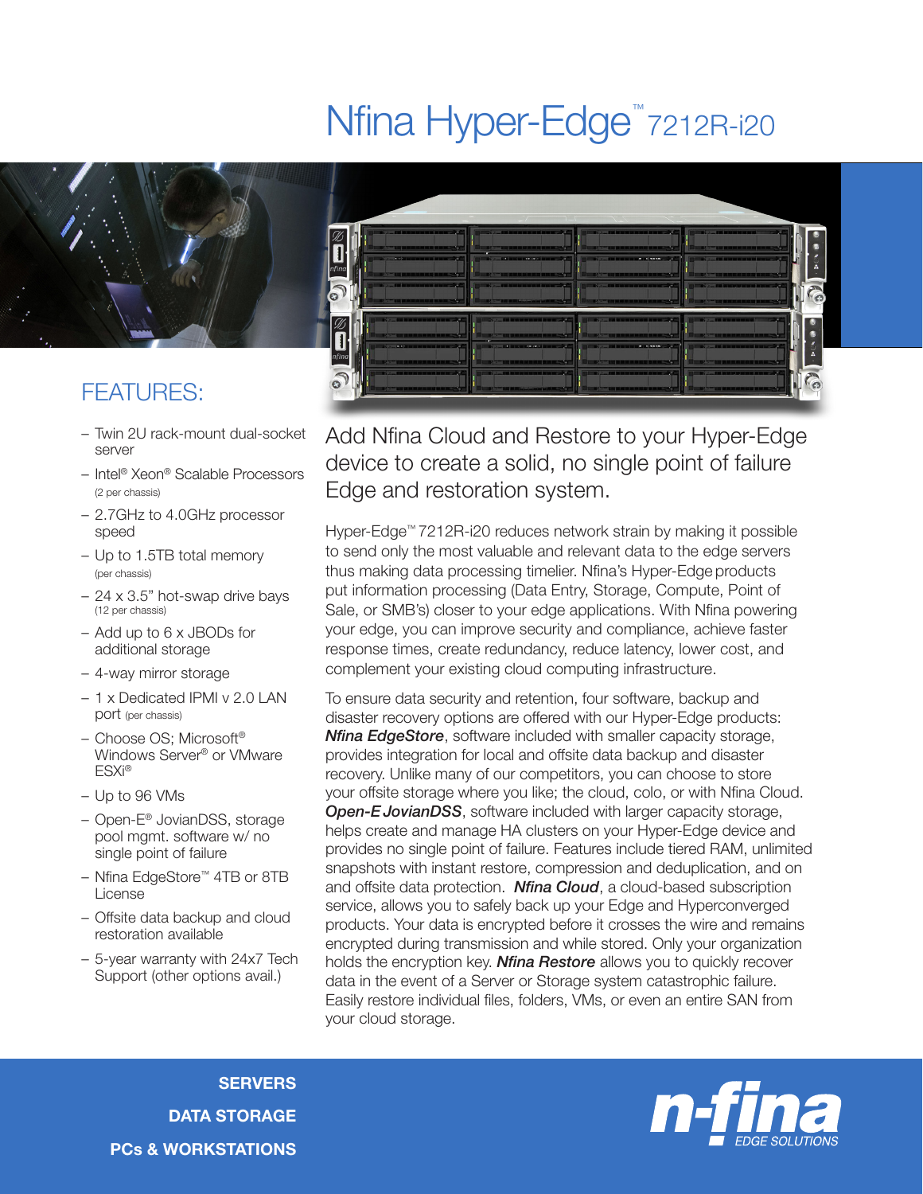# Nfina Hyper-Edge™ 7212R-i20

## FEATURES:

- Twin 2U rack-mount dual-socket server
- Intel® Xeon® Scalable Processors (2 per chassis)
- 2.7GHz to 4.0GHz processor speed
- Up to 1.5TB total memory (per chassis)
- 24 x 3.5" hot-swap drive bays (12 per chassis)
- Add up to 6 x JBODs for additional storage
- 4-way mirror storage
- 1 x Dedicated IPMI v 2.0 LAN port (per chassis)
- Choose OS; Microsoft® Windows Server® or VMware ESXi®
- Up to 96 VMs
- Open-E® JovianDSS, storage pool mgmt. software w/ no single point of failure
- Nfina EdgeStore™ 4TB or 8TB License
- Offsite data backup and cloud restoration available
- 5-year warranty with 24x7 Tech Support (other options avail.)

## Add Nfina Cloud and Restore to your Hyper-Edge device to create a solid, no single point of failure Edge and restoration system.

Hyper-Edge™ 7212R-i20 reduces network strain by making it possible to send only the most valuable and relevant data to the edge servers thus making data processing timelier. Nfina's Hyper-Edge products put information processing (Data Entry, Storage, Compute, Point of Sale, or SMB's) closer to your edge applications. With Nfina powering your edge, you can improve security and compliance, achieve faster response times, create redundancy, reduce latency, lower cost, and complement your existing cloud computing infrastructure.

To ensure data security and retention, four software, backup and disaster recovery options are offered with our Hyper-Edge products: ***Nfina EdgeStore***, software included with smaller capacity storage, provides integration for local and offsite data backup and disaster recovery. Unlike many of our competitors, you can choose to store your offsite storage where you like; the cloud, colo, or with Nfina Cloud. ***Open-E JovianDSS***, software included with larger capacity storage, helps create and manage HA clusters on your Hyper-Edge device and provides no single point of failure. Features include tiered RAM, unlimited snapshots with instant restore, compression and deduplication, and on and offsite data protection. ***Nfina Cloud***, a cloud-based subscription service, allows you to safely back up your Edge and Hyperconverged products. Your data is encrypted before it crosses the wire and remains encrypted during transmission and while stored. Only your organization holds the encryption key. ***Nfina Restore*** allows you to quickly recover data in the event of a Server or Storage system catastrophic failure. Easily restore individual files, folders, VMs, or even an entire SAN from your cloud storage.

**SERVERS**
**DATA STORAGE**
**PCs & WORKSTATIONS**

n-fina EDGE SOLUTIONS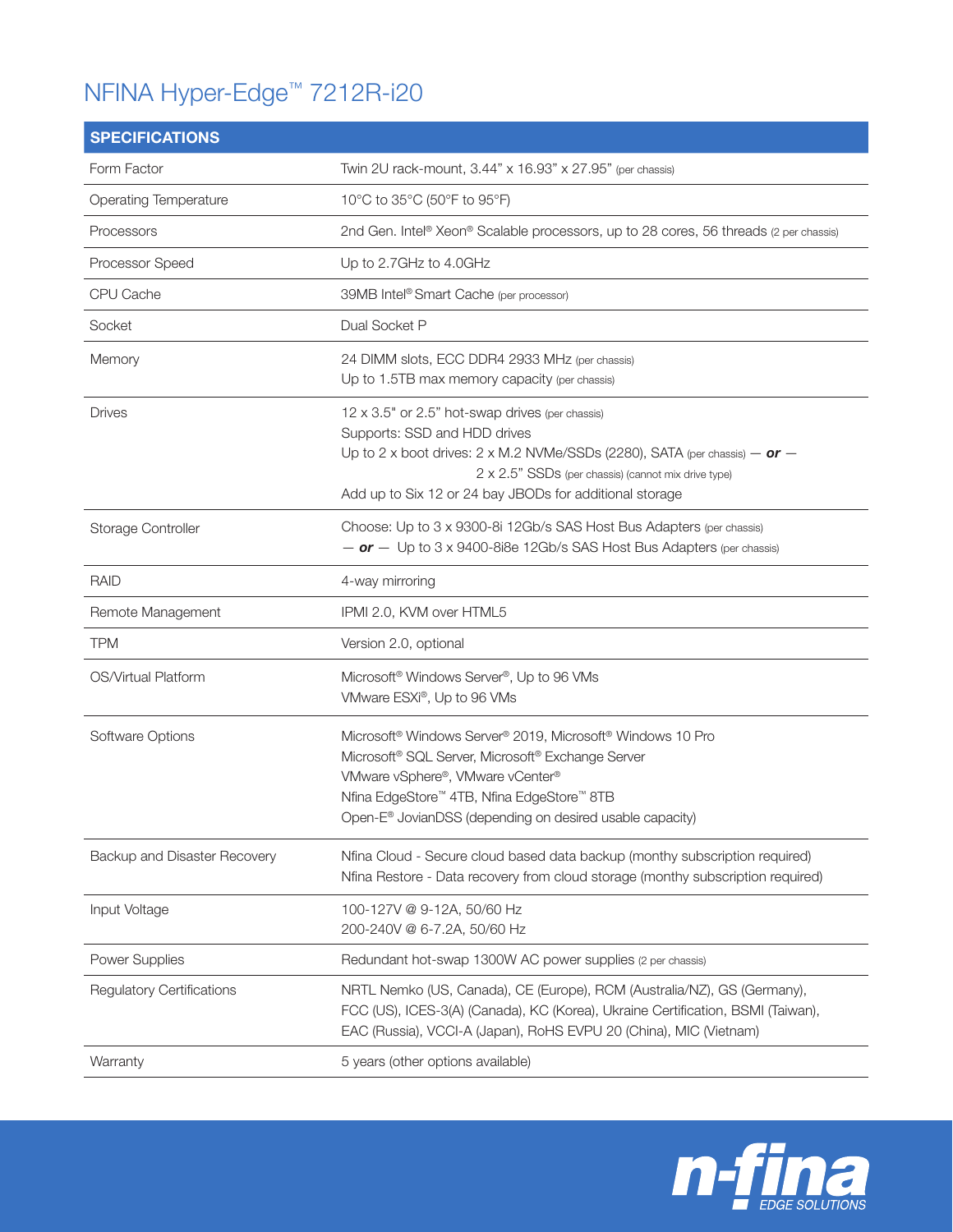# NFINA Hyper-Edge™ 7212R-i20

| SPECIFICATIONS | |
|---|---|
| Form Factor | Twin 2U rack-mount, 3.44" x 16.93" x 27.95" (per chassis) |
| Operating Temperature | 10°C to 35°C (50°F to 95°F) |
| Processors | 2nd Gen. Intel® Xeon® Scalable processors, up to 28 cores, 56 threads (2 per chassis) |
| Processor Speed | Up to 2.7GHz to 4.0GHz |
| CPU Cache | 39MB Intel® Smart Cache (per processor) |
| Socket | Dual Socket P |
| Memory | 24 DIMM slots, ECC DDR4 2933 MHz (per chassis)<br>Up to 1.5TB max memory capacity (per chassis) |
| Drives | 12 x 3.5" or 2.5" hot-swap drives (per chassis)<br>Supports: SSD and HDD drives<br>Up to 2 x boot drives: 2 x M.2 NVMe/SSDs (2280), SATA (per chassis) — ***or*** —<br>2 x 2.5" SSDs (per chassis) (cannot mix drive type)<br>Add up to Six 12 or 24 bay JBODs for additional storage |
| Storage Controller | Choose: Up to 3 x 9300-8i 12Gb/s SAS Host Bus Adapters (per chassis)<br>— ***or*** — Up to 3 x 9400-8i8e 12Gb/s SAS Host Bus Adapters (per chassis) |
| RAID | 4-way mirroring |
| Remote Management | IPMI 2.0, KVM over HTML5 |
| TPM | Version 2.0, optional |
| OS/Virtual Platform | Microsoft® Windows Server®, Up to 96 VMs<br>VMware ESXi®, Up to 96 VMs |
| Software Options | Microsoft® Windows Server® 2019, Microsoft® Windows 10 Pro<br>Microsoft® SQL Server, Microsoft® Exchange Server<br>VMware vSphere®, VMware vCenter®<br>Nfina EdgeStore™ 4TB, Nfina EdgeStore™ 8TB<br>Open-E® JovianDSS (depending on desired usable capacity) |
| Backup and Disaster Recovery | Nfina Cloud - Secure cloud based data backup (monthy subscription required)<br>Nfina Restore - Data recovery from cloud storage (monthy subscription required) |
| Input Voltage | 100-127V @ 9-12A, 50/60 Hz<br>200-240V @ 6-7.2A, 50/60 Hz |
| Power Supplies | Redundant hot-swap 1300W AC power supplies (2 per chassis) |
| Regulatory Certifications | NRTL Nemko (US, Canada), CE (Europe), RCM (Australia/NZ), GS (Germany), FCC (US), ICES-3(A) (Canada), KC (Korea), Ukraine Certification, BSMI (Taiwan), EAC (Russia), VCCI-A (Japan), RoHS EVPU 20 (China), MIC (Vietnam) |
| Warranty | 5 years (other options available) |

n-fina EDGE SOLUTIONS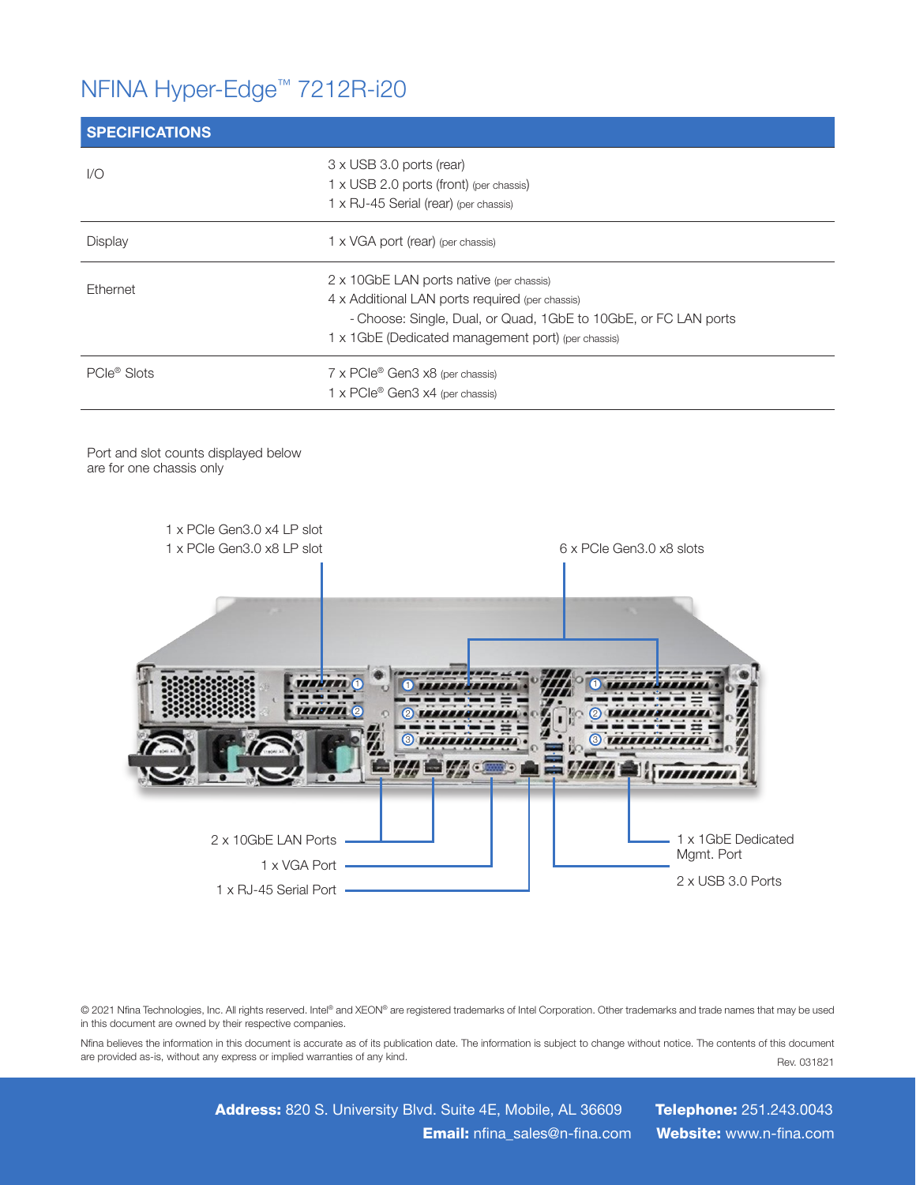# NFINA Hyper-Edge™ 7212R-i20

| SPECIFICATIONS | |
|---|---|
| I/O | 3 x USB 3.0 ports (rear)<br>1 x USB 2.0 ports (front) (per chassis)<br>1 x RJ-45 Serial (rear) (per chassis) |
| Display | 1 x VGA port (rear) (per chassis) |
| Ethernet | 2 x 10GbE LAN ports native (per chassis)<br>4 x Additional LAN ports required (per chassis)<br>- Choose: Single, Dual, or Quad, 1GbE to 10GbE, or FC LAN ports<br>1 x 1GbE (Dedicated management port) (per chassis) |
| PCIe® Slots | 7 x PCIe® Gen3 x8 (per chassis)<br>1 x PCIe® Gen3 x4 (per chassis) |

Port and slot counts displayed below are for one chassis only

1 x PCIe Gen3.0 x4 LP slot
1 x PCIe Gen3.0 x8 LP slot

6 x PCIe Gen3.0 x8 slots

2 x 10GbE LAN Ports

1 x VGA Port

1 x RJ-45 Serial Port

1 x 1GbE Dedicated Mgmt. Port

2 x USB 3.0 Ports

© 2021 Nfina Technologies, Inc. All rights reserved. Intel® and XEON® are registered trademarks of Intel Corporation. Other trademarks and trade names that may be used in this document are owned by their respective companies.

Nfina believes the information in this document is accurate as of its publication date. The information is subject to change without notice. The contents of this document are provided as-is, without any express or implied warranties of any kind.

Rev. 031821

**Address:** 820 S. University Blvd. Suite 4E, Mobile, AL 36609 **Telephone:** 251.243.0043
**Email:** nfina_sales@n-fina.com **Website:** www.n-fina.com